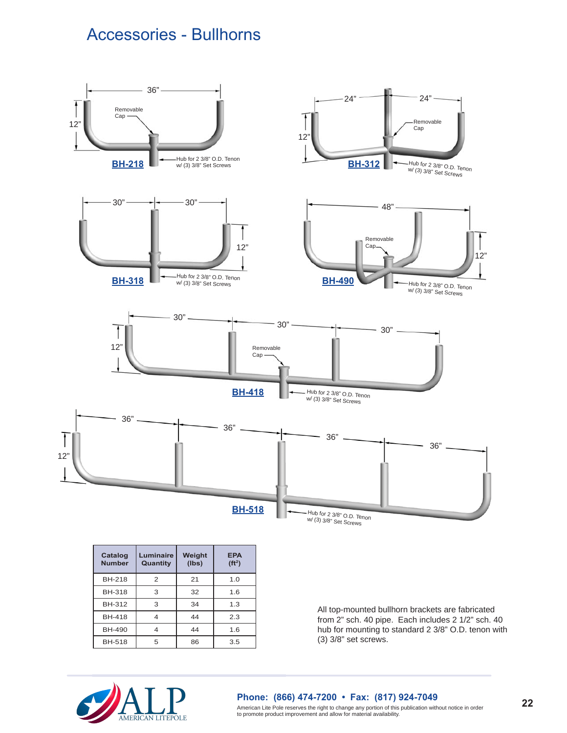# Accessories - Bullhorns

**BH-218**

36"

12"

Removable Cap

Hub for 2 3/8" O.D. Tenon w/ (3) 3/8" Set Screws

**BH-312**

24" 24"

12"

Removable Cap

Hub for 2 3/8" O.D. Tenon w/ (3) 3/8" Set Screws

**BH-318**

30" 30"

12"

Hub for 2 3/8" O.D. Tenon w/ (3) 3/8" Set Screws

**BH-490**

48"

12"

Removable Cap

Hub for 2 3/8" O.D. Tenon w/ (3) 3/8" Set Screws

**BH-418**

30" 30" 30"

12"

Removable Cap

Hub for 2 3/8" O.D. Tenon w/ (3) 3/8" Set Screws

**BH-518**

36" 36" 36" 36"

12"

Hub for 2 3/8" O.D. Tenon w/ (3) 3/8" Set Screws

| Catalog Number | Luminaire Quantity | Weight (lbs) | EPA ($ft^2$) |
|---|---|---|---|
| BH-218 | 2 | 21 | 1.0 |
| BH-318 | 3 | 32 | 1.6 |
| BH-312 | 3 | 34 | 1.3 |
| BH-418 | 4 | 44 | 2.3 |
| BH-490 | 4 | 44 | 1.6 |
| BH-518 | 5 | 86 | 3.5 |

All top-mounted bullhorn brackets are fabricated from 2" sch. 40 pipe. Each includes 2 1/2" sch. 40 hub for mounting to standard 2 3/8" O.D. tenon with (3) 3/8" set screws.

ALP AMERICAN LITEPOLE

**Phone: (866) 474-7200 • Fax: (817) 924-7049**

American Lite Pole reserves the right to change any portion of this publication without notice in order to promote product improvement and allow for material availability.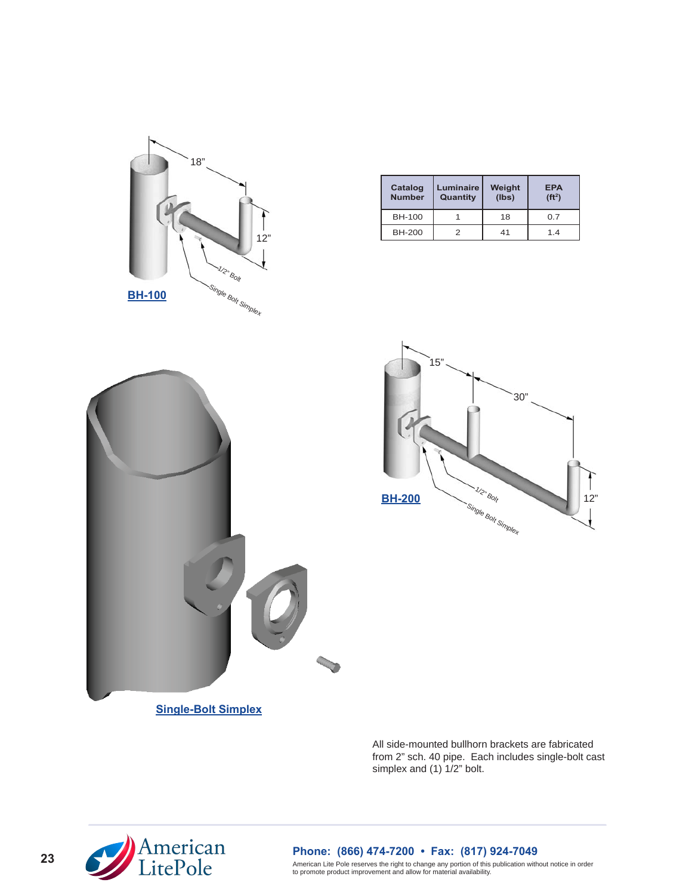18"

12"

1/2" Bolt

Single Bolt Simplex

**BH-100**

| Catalog Number | Luminaire Quantity | Weight (lbs) | EPA ($ft^2$) |
| --- | --- | --- | --- |
| BH-100 | 1 | 18 | 0.7 |
| BH-200 | 2 | 41 | 1.4 |

15"

30"

12"

1/2" Bolt

Single Bolt Simplex

**BH-200**

**Single-Bolt Simplex**

All side-mounted bullhorn brackets are fabricated from 2" sch. 40 pipe. Each includes single-bolt cast simplex and (1) 1/2" bolt.

American LitePole

**Phone: (866) 474-7200 • Fax: (817) 924-7049**

American Lite Pole reserves the right to change any portion of this publication without notice in order to promote product improvement and allow for material availability.